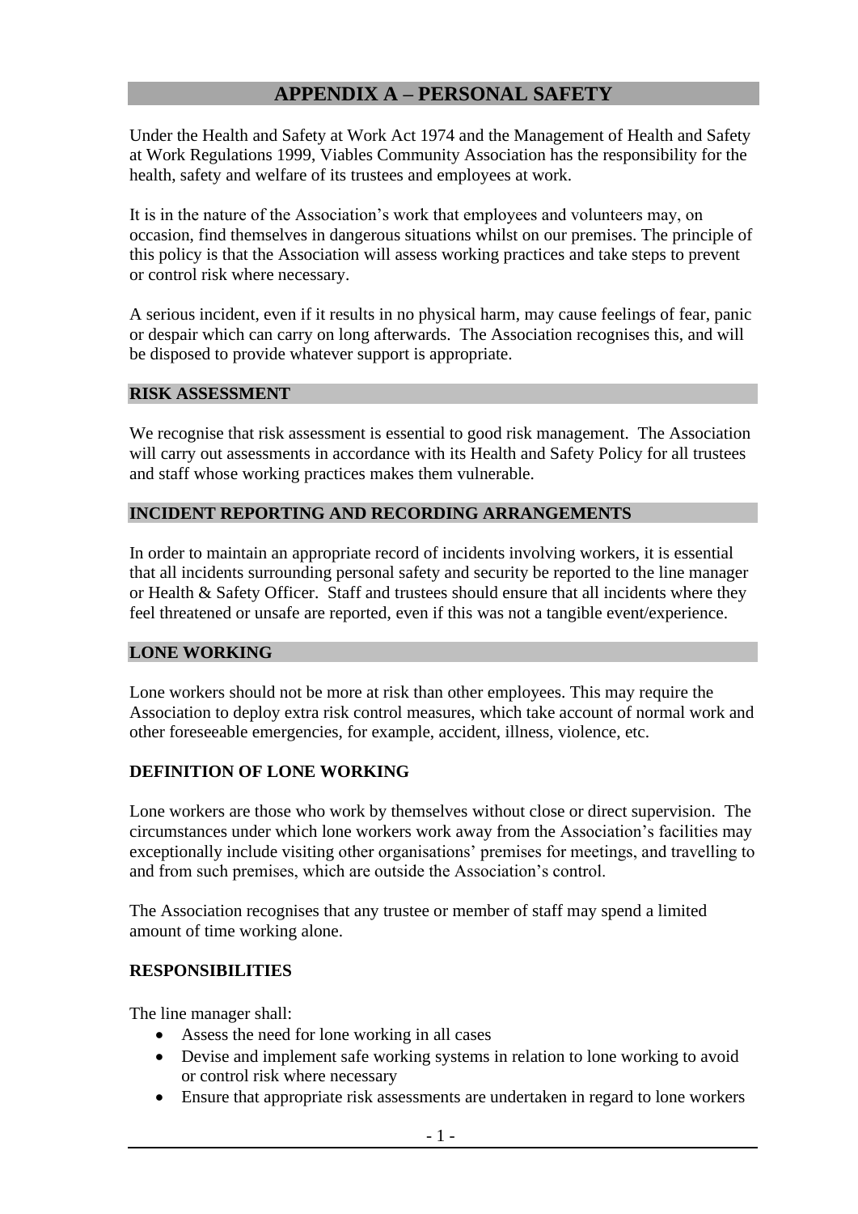# APPENDIX A – PERSONAL SAFETY

Under the Health and Safety at Work Act 1974 and the Management of Health and Safety at Work Regulations 1999, Viables Community Association has the responsibility for the health, safety and welfare of its trustees and employees at work.

It is in the nature of the Association's work that employees and volunteers may, on occasion, find themselves in dangerous situations whilst on our premises. The principle of this policy is that the Association will assess working practices and take steps to prevent or control risk where necessary.

A serious incident, even if it results in no physical harm, may cause feelings of fear, panic or despair which can carry on long afterwards. The Association recognises this, and will be disposed to provide whatever support is appropriate.

## RISK ASSESSMENT

We recognise that risk assessment is essential to good risk management. The Association will carry out assessments in accordance with its Health and Safety Policy for all trustees and staff whose working practices makes them vulnerable.

## INCIDENT REPORTING AND RECORDING ARRANGEMENTS

In order to maintain an appropriate record of incidents involving workers, it is essential that all incidents surrounding personal safety and security be reported to the line manager or Health & Safety Officer. Staff and trustees should ensure that all incidents where they feel threatened or unsafe are reported, even if this was not a tangible event/experience.

## LONE WORKING

Lone workers should not be more at risk than other employees. This may require the Association to deploy extra risk control measures, which take account of normal work and other foreseeable emergencies, for example, accident, illness, violence, etc.

### DEFINITION OF LONE WORKING

Lone workers are those who work by themselves without close or direct supervision. The circumstances under which lone workers work away from the Association's facilities may exceptionally include visiting other organisations' premises for meetings, and travelling to and from such premises, which are outside the Association's control.

The Association recognises that any trustee or member of staff may spend a limited amount of time working alone.

### RESPONSIBILITIES

The line manager shall:

- Assess the need for lone working in all cases
- Devise and implement safe working systems in relation to lone working to avoid or control risk where necessary
- Ensure that appropriate risk assessments are undertaken in regard to lone workers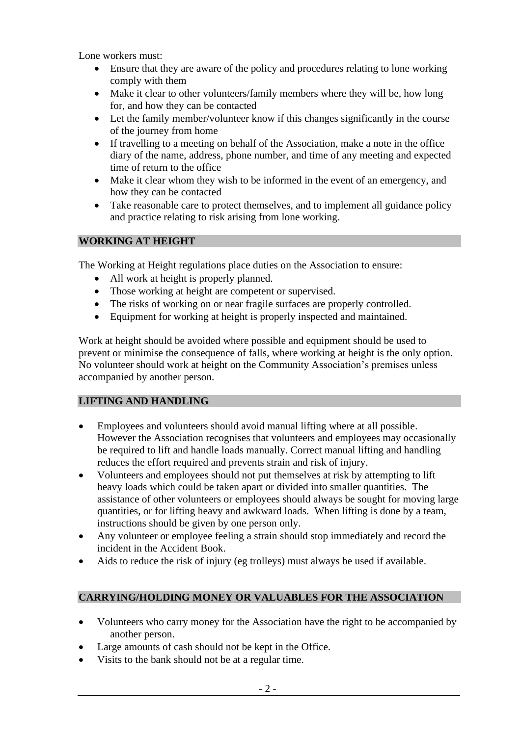Lone workers must:

- Ensure that they are aware of the policy and procedures relating to lone working comply with them
- Make it clear to other volunteers/family members where they will be, how long for, and how they can be contacted
- Let the family member/volunteer know if this changes significantly in the course of the journey from home
- If travelling to a meeting on behalf of the Association, make a note in the office diary of the name, address, phone number, and time of any meeting and expected time of return to the office
- Make it clear whom they wish to be informed in the event of an emergency, and how they can be contacted
- Take reasonable care to protect themselves, and to implement all guidance policy and practice relating to risk arising from lone working.

## WORKING AT HEIGHT

The Working at Height regulations place duties on the Association to ensure:

- All work at height is properly planned.
- Those working at height are competent or supervised.
- The risks of working on or near fragile surfaces are properly controlled.
- Equipment for working at height is properly inspected and maintained.

Work at height should be avoided where possible and equipment should be used to prevent or minimise the consequence of falls, where working at height is the only option. No volunteer should work at height on the Community Association's premises unless accompanied by another person.

## LIFTING AND HANDLING

- Employees and volunteers should avoid manual lifting where at all possible. However the Association recognises that volunteers and employees may occasionally be required to lift and handle loads manually. Correct manual lifting and handling reduces the effort required and prevents strain and risk of injury.
- Volunteers and employees should not put themselves at risk by attempting to lift heavy loads which could be taken apart or divided into smaller quantities. The assistance of other volunteers or employees should always be sought for moving large quantities, or for lifting heavy and awkward loads. When lifting is done by a team, instructions should be given by one person only.
- Any volunteer or employee feeling a strain should stop immediately and record the incident in the Accident Book.
- Aids to reduce the risk of injury (eg trolleys) must always be used if available.

## CARRYING/HOLDING MONEY OR VALUABLES FOR THE ASSOCIATION

- Volunteers who carry money for the Association have the right to be accompanied by another person.
- Large amounts of cash should not be kept in the Office.
- Visits to the bank should not be at a regular time.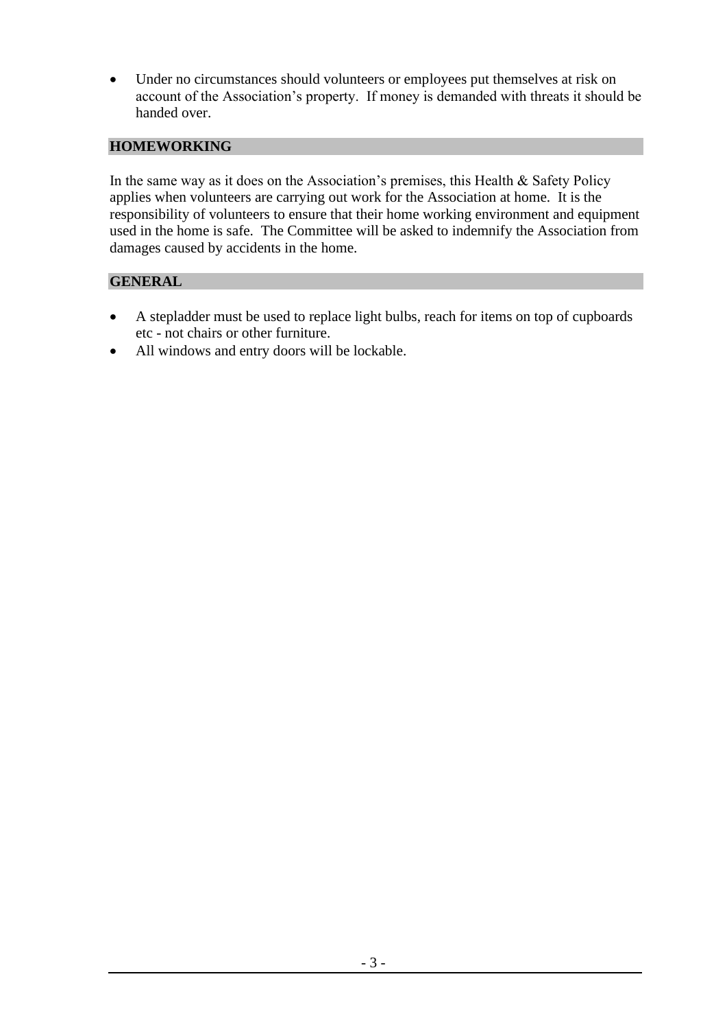- Under no circumstances should volunteers or employees put themselves at risk on account of the Association's property. If money is demanded with threats it should be handed over.

## HOMEWORKING

In the same way as it does on the Association's premises, this Health & Safety Policy applies when volunteers are carrying out work for the Association at home. It is the responsibility of volunteers to ensure that their home working environment and equipment used in the home is safe. The Committee will be asked to indemnify the Association from damages caused by accidents in the home.

## GENERAL

- A stepladder must be used to replace light bulbs, reach for items on top of cupboards etc - not chairs or other furniture.
- All windows and entry doors will be lockable.